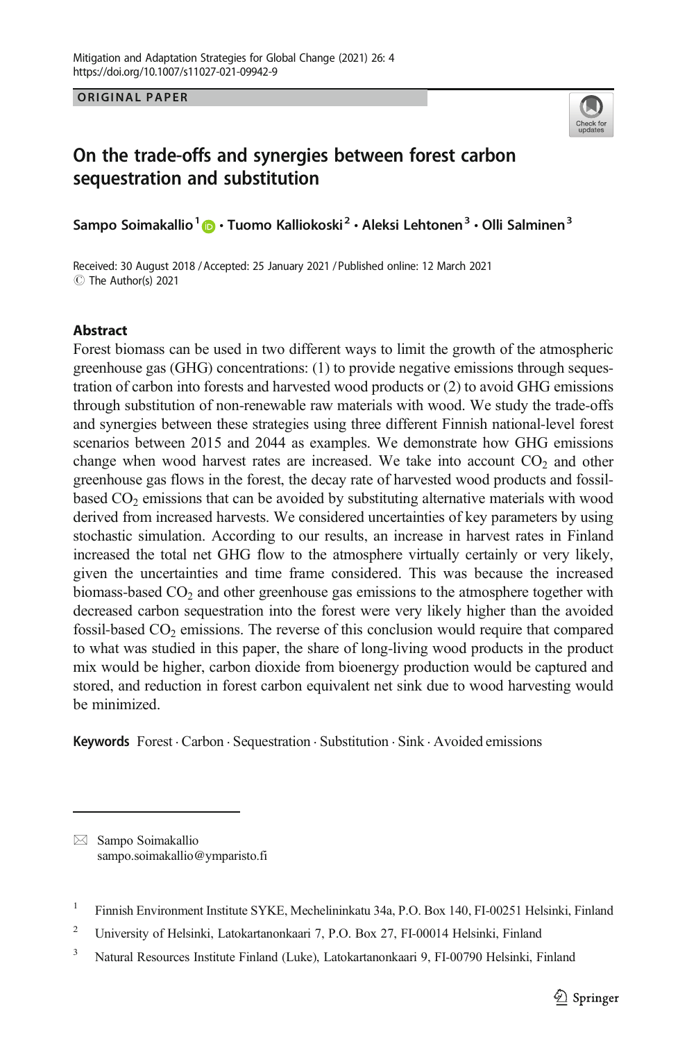ORIGINAL PAPER

# On the trade-offs and synergies between forest carbon sequestration and substitution

**Sampo Soimakallio[1] · Tuomo Kalliokoski[2] · Aleksi Lehtonen[3] · Olli Salminen[3]**

Received: 30 August 2018 / Accepted: 25 January 2021 / Published online: 12 March 2021
© The Author(s) 2021

## Abstract

Forest biomass can be used in two different ways to limit the growth of the atmospheric greenhouse gas (GHG) concentrations: (1) to provide negative emissions through sequestration of carbon into forests and harvested wood products or (2) to avoid GHG emissions through substitution of non-renewable raw materials with wood. We study the trade-offs and synergies between these strategies using three different Finnish national-level forest scenarios between 2015 and 2044 as examples. We demonstrate how GHG emissions change when wood harvest rates are increased. We take into account $CO_2$ and other greenhouse gas flows in the forest, the decay rate of harvested wood products and fossil-based $CO_2$ emissions that can be avoided by substituting alternative materials with wood derived from increased harvests. We considered uncertainties of key parameters by using stochastic simulation. According to our results, an increase in harvest rates in Finland increased the total net GHG flow to the atmosphere virtually certainly or very likely, given the uncertainties and time frame considered. This was because the increased biomass-based $CO_2$ and other greenhouse gas emissions to the atmosphere together with decreased carbon sequestration into the forest were very likely higher than the avoided fossil-based $CO_2$ emissions. The reverse of this conclusion would require that compared to what was studied in this paper, the share of long-living wood products in the product mix would be higher, carbon dioxide from bioenergy production would be captured and stored, and reduction in forest carbon equivalent net sink due to wood harvesting would be minimized.

**Keywords** Forest · Carbon · Sequestration · Substitution · Sink · Avoided emissions

---

✉ Sampo Soimakallio
sampo.soimakallio@ymparisto.fi

[1] Finnish Environment Institute SYKE, Mechelininkatu 34a, P.O. Box 140, FI-00251 Helsinki, Finland

[2] University of Helsinki, Latokartanonkaari 7, P.O. Box 27, FI-00014 Helsinki, Finland

[3] Natural Resources Institute Finland (Luke), Latokartanonkaari 9, FI-00790 Helsinki, Finland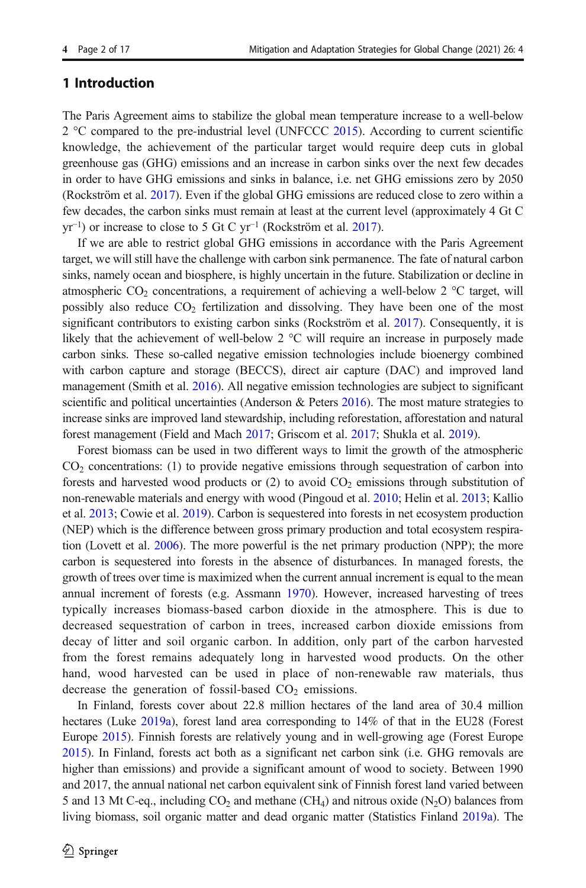## 1 Introduction

The Paris Agreement aims to stabilize the global mean temperature increase to a well-below 2 °C compared to the pre-industrial level (UNFCCC 2015). According to current scientific knowledge, the achievement of the particular target would require deep cuts in global greenhouse gas (GHG) emissions and an increase in carbon sinks over the next few decades in order to have GHG emissions and sinks in balance, i.e. net GHG emissions zero by 2050 (Rockström et al. 2017). Even if the global GHG emissions are reduced close to zero within a few decades, the carbon sinks must remain at least at the current level (approximately 4 Gt C $yr^{-1}$) or increase to close to 5 Gt C $yr^{-1}$ (Rockström et al. 2017).

If we are able to restrict global GHG emissions in accordance with the Paris Agreement target, we will still have the challenge with carbon sink permanence. The fate of natural carbon sinks, namely ocean and biosphere, is highly uncertain in the future. Stabilization or decline in atmospheric $CO_2$ concentrations, a requirement of achieving a well-below 2 °C target, will possibly also reduce $CO_2$ fertilization and dissolving. They have been one of the most significant contributors to existing carbon sinks (Rockström et al. 2017). Consequently, it is likely that the achievement of well-below 2 °C will require an increase in purposely made carbon sinks. These so-called negative emission technologies include bioenergy combined with carbon capture and storage (BECCS), direct air capture (DAC) and improved land management (Smith et al. 2016). All negative emission technologies are subject to significant scientific and political uncertainties (Anderson & Peters 2016). The most mature strategies to increase sinks are improved land stewardship, including reforestation, afforestation and natural forest management (Field and Mach 2017; Griscom et al. 2017; Shukla et al. 2019).

Forest biomass can be used in two different ways to limit the growth of the atmospheric $CO_2$ concentrations: (1) to provide negative emissions through sequestration of carbon into forests and harvested wood products or (2) to avoid $CO_2$ emissions through substitution of non-renewable materials and energy with wood (Pingoud et al. 2010; Helin et al. 2013; Kallio et al. 2013; Cowie et al. 2019). Carbon is sequestered into forests in net ecosystem production (NEP) which is the difference between gross primary production and total ecosystem respiration (Lovett et al. 2006). The more powerful is the net primary production (NPP); the more carbon is sequestered into forests in the absence of disturbances. In managed forests, the growth of trees over time is maximized when the current annual increment is equal to the mean annual increment of forests (e.g. Assmann 1970). However, increased harvesting of trees typically increases biomass-based carbon dioxide in the atmosphere. This is due to decreased sequestration of carbon in trees, increased carbon dioxide emissions from decay of litter and soil organic carbon. In addition, only part of the carbon harvested from the forest remains adequately long in harvested wood products. On the other hand, wood harvested can be used in place of non-renewable raw materials, thus decrease the generation of fossil-based $CO_2$ emissions.

In Finland, forests cover about 22.8 million hectares of the land area of 30.4 million hectares (Luke 2019a), forest land area corresponding to 14% of that in the EU28 (Forest Europe 2015). Finnish forests are relatively young and in well-growing age (Forest Europe 2015). In Finland, forests act both as a significant net carbon sink (i.e. GHG removals are higher than emissions) and provide a significant amount of wood to society. Between 1990 and 2017, the annual national net carbon equivalent sink of Finnish forest land varied between 5 and 13 Mt C-eq., including $CO_2$ and methane ($CH_4$) and nitrous oxide ($N_2O$) balances from living biomass, soil organic matter and dead organic matter (Statistics Finland 2019a). The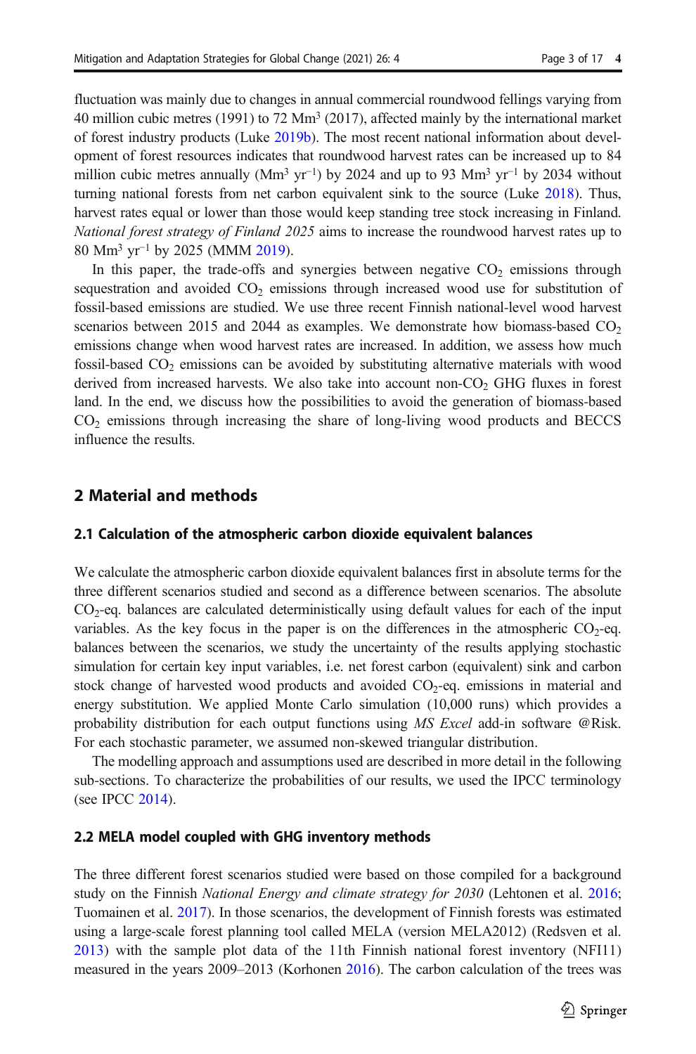fluctuation was mainly due to changes in annual commercial roundwood fellings varying from 40 million cubic metres (1991) to 72 $Mm^3$ (2017), affected mainly by the international market of forest industry products (Luke 2019b). The most recent national information about development of forest resources indicates that roundwood harvest rates can be increased up to 84 million cubic metres annually ($Mm^3$ $yr^{-1}$) by 2024 and up to 93 $Mm^3$ $yr^{-1}$ by 2034 without turning national forests from net carbon equivalent sink to the source (Luke 2018). Thus, harvest rates equal or lower than those would keep standing tree stock increasing in Finland. *National forest strategy of Finland 2025* aims to increase the roundwood harvest rates up to 80 $Mm^3$ $yr^{-1}$ by 2025 (MMM 2019).

In this paper, the trade-offs and synergies between negative $CO_2$ emissions through sequestration and avoided $CO_2$ emissions through increased wood use for substitution of fossil-based emissions are studied. We use three recent Finnish national-level wood harvest scenarios between 2015 and 2044 as examples. We demonstrate how biomass-based $CO_2$ emissions change when wood harvest rates are increased. In addition, we assess how much fossil-based $CO_2$ emissions can be avoided by substituting alternative materials with wood derived from increased harvests. We also take into account non-$CO_2$ GHG fluxes in forest land. In the end, we discuss how the possibilities to avoid the generation of biomass-based $CO_2$ emissions through increasing the share of long-living wood products and BECCS influence the results.

## 2 Material and methods

### 2.1 Calculation of the atmospheric carbon dioxide equivalent balances

We calculate the atmospheric carbon dioxide equivalent balances first in absolute terms for the three different scenarios studied and second as a difference between scenarios. The absolute $CO_2$-eq. balances are calculated deterministically using default values for each of the input variables. As the key focus in the paper is on the differences in the atmospheric $CO_2$-eq. balances between the scenarios, we study the uncertainty of the results applying stochastic simulation for certain key input variables, i.e. net forest carbon (equivalent) sink and carbon stock change of harvested wood products and avoided $CO_2$-eq. emissions in material and energy substitution. We applied Monte Carlo simulation (10,000 runs) which provides a probability distribution for each output functions using *MS Excel* add-in software @Risk. For each stochastic parameter, we assumed non-skewed triangular distribution.

The modelling approach and assumptions used are described in more detail in the following sub-sections. To characterize the probabilities of our results, we used the IPCC terminology (see IPCC 2014).

### 2.2 MELA model coupled with GHG inventory methods

The three different forest scenarios studied were based on those compiled for a background study on the Finnish *National Energy and climate strategy for 2030* (Lehtonen et al. 2016; Tuomainen et al. 2017). In those scenarios, the development of Finnish forests was estimated using a large-scale forest planning tool called MELA (version MELA2012) (Redsven et al. 2013) with the sample plot data of the 11th Finnish national forest inventory (NFI11) measured in the years 2009–2013 (Korhonen 2016). The carbon calculation of the trees was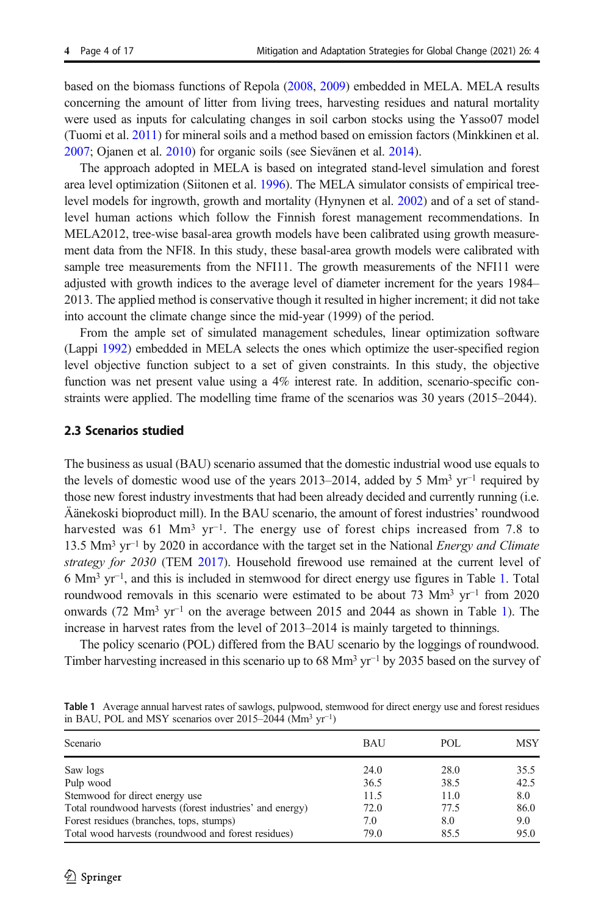based on the biomass functions of Repola (2008, 2009) embedded in MELA. MELA results concerning the amount of litter from living trees, harvesting residues and natural mortality were used as inputs for calculating changes in soil carbon stocks using the Yasso07 model (Tuomi et al. 2011) for mineral soils and a method based on emission factors (Minkkinen et al. 2007; Ojanen et al. 2010) for organic soils (see Sievänen et al. 2014).

The approach adopted in MELA is based on integrated stand-level simulation and forest area level optimization (Siitonen et al. 1996). The MELA simulator consists of empirical tree-level models for ingrowth, growth and mortality (Hynynen et al. 2002) and of a set of stand-level human actions which follow the Finnish forest management recommendations. In MELA2012, tree-wise basal-area growth models have been calibrated using growth measurement data from the NFI8. In this study, these basal-area growth models were calibrated with sample tree measurements from the NFI11. The growth measurements of the NFI11 were adjusted with growth indices to the average level of diameter increment for the years 1984–2013. The applied method is conservative though it resulted in higher increment; it did not take into account the climate change since the mid-year (1999) of the period.

From the ample set of simulated management schedules, linear optimization software (Lappi 1992) embedded in MELA selects the ones which optimize the user-specified region level objective function subject to a set of given constraints. In this study, the objective function was net present value using a 4% interest rate. In addition, scenario-specific constraints were applied. The modelling time frame of the scenarios was 30 years (2015–2044).

### 2.3 Scenarios studied

The business as usual (BAU) scenario assumed that the domestic industrial wood use equals to the levels of domestic wood use of the years 2013–2014, added by 5 Mm$^3$ yr$^{-1}$ required by those new forest industry investments that had been already decided and currently running (i.e. Äänekoski bioproduct mill). In the BAU scenario, the amount of forest industries' roundwood harvested was 61 Mm$^3$ yr$^{-1}$. The energy use of forest chips increased from 7.8 to 13.5 Mm$^3$ yr$^{-1}$ by 2020 in accordance with the target set in the National *Energy and Climate strategy for 2030* (TEM 2017). Household firewood use remained at the current level of 6 Mm$^3$ yr$^{-1}$, and this is included in stemwood for direct energy use figures in Table 1. Total roundwood removals in this scenario were estimated to be about 73 Mm$^3$ yr$^{-1}$ from 2020 onwards (72 Mm$^3$ yr$^{-1}$ on the average between 2015 and 2044 as shown in Table 1). The increase in harvest rates from the level of 2013–2014 is mainly targeted to thinnings.

The policy scenario (POL) differed from the BAU scenario by the loggings of roundwood. Timber harvesting increased in this scenario up to 68 Mm$^3$ yr$^{-1}$ by 2035 based on the survey of

**Table 1** Average annual harvest rates of sawlogs, pulpwood, stemwood for direct energy use and forest residues in BAU, POL and MSY scenarios over 2015–2044 (Mm$^3$ yr$^{-1}$)

| Scenario | BAU | POL | MSY |
|---|---|---|---|
| Saw logs | 24.0 | 28.0 | 35.5 |
| Pulp wood | 36.5 | 38.5 | 42.5 |
| Stemwood for direct energy use | 11.5 | 11.0 | 8.0 |
| Total roundwood harvests (forest industries' and energy) | 72.0 | 77.5 | 86.0 |
| Forest residues (branches, tops, stumps) | 7.0 | 8.0 | 9.0 |
| Total wood harvests (roundwood and forest residues) | 79.0 | 85.5 | 95.0 |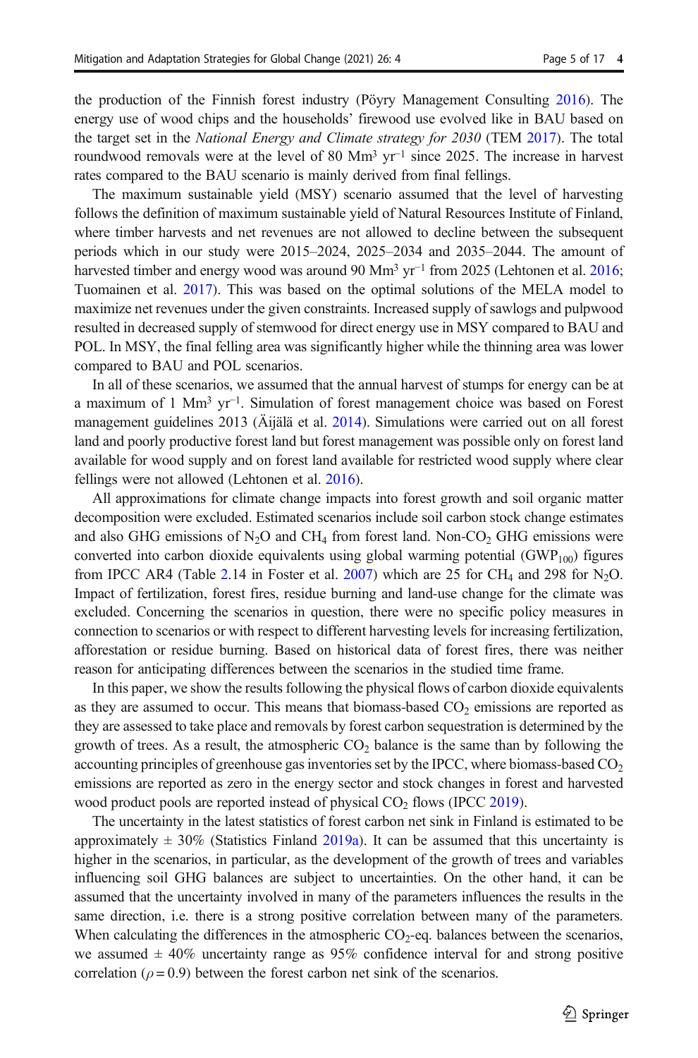the production of the Finnish forest industry (Pöyry Management Consulting 2016). The energy use of wood chips and the households' firewood use evolved like in BAU based on the target set in the *National Energy and Climate strategy for 2030* (TEM 2017). The total roundwood removals were at the level of 80 $Mm^3\ yr^{-1}$ since 2025. The increase in harvest rates compared to the BAU scenario is mainly derived from final fellings.

The maximum sustainable yield (MSY) scenario assumed that the level of harvesting follows the definition of maximum sustainable yield of Natural Resources Institute of Finland, where timber harvests and net revenues are not allowed to decline between the subsequent periods which in our study were 2015–2024, 2025–2034 and 2035–2044. The amount of harvested timber and energy wood was around 90 $Mm^3\ yr^{-1}$ from 2025 (Lehtonen et al. 2016; Tuomainen et al. 2017). This was based on the optimal solutions of the MELA model to maximize net revenues under the given constraints. Increased supply of sawlogs and pulpwood resulted in decreased supply of stemwood for direct energy use in MSY compared to BAU and POL. In MSY, the final felling area was significantly higher while the thinning area was lower compared to BAU and POL scenarios.

In all of these scenarios, we assumed that the annual harvest of stumps for energy can be at a maximum of 1 $Mm^3\ yr^{-1}$. Simulation of forest management choice was based on Forest management guidelines 2013 (Äijälä et al. 2014). Simulations were carried out on all forest land and poorly productive forest land but forest management was possible only on forest land available for wood supply and on forest land available for restricted wood supply where clear fellings were not allowed (Lehtonen et al. 2016).

All approximations for climate change impacts into forest growth and soil organic matter decomposition were excluded. Estimated scenarios include soil carbon stock change estimates and also GHG emissions of $N_2O$ and $CH_4$ from forest land. Non-$CO_2$ GHG emissions were converted into carbon dioxide equivalents using global warming potential ($GWP_{100}$) figures from IPCC AR4 (Table 2.14 in Foster et al. 2007) which are 25 for $CH_4$ and 298 for $N_2O$. Impact of fertilization, forest fires, residue burning and land-use change for the climate was excluded. Concerning the scenarios in question, there were no specific policy measures in connection to scenarios or with respect to different harvesting levels for increasing fertilization, afforestation or residue burning. Based on historical data of forest fires, there was neither reason for anticipating differences between the scenarios in the studied time frame.

In this paper, we show the results following the physical flows of carbon dioxide equivalents as they are assumed to occur. This means that biomass-based $CO_2$ emissions are reported as they are assessed to take place and removals by forest carbon sequestration is determined by the growth of trees. As a result, the atmospheric $CO_2$ balance is the same than by following the accounting principles of greenhouse gas inventories set by the IPCC, where biomass-based $CO_2$ emissions are reported as zero in the energy sector and stock changes in forest and harvested wood product pools are reported instead of physical $CO_2$ flows (IPCC 2019).

The uncertainty in the latest statistics of forest carbon net sink in Finland is estimated to be approximately ± 30% (Statistics Finland 2019a). It can be assumed that this uncertainty is higher in the scenarios, in particular, as the development of the growth of trees and variables influencing soil GHG balances are subject to uncertainties. On the other hand, it can be assumed that the uncertainty involved in many of the parameters influences the results in the same direction, i.e. there is a strong positive correlation between many of the parameters. When calculating the differences in the atmospheric $CO_2$-eq. balances between the scenarios, we assumed ± 40% uncertainty range as 95% confidence interval for and strong positive correlation ($\rho = 0.9$) between the forest carbon net sink of the scenarios.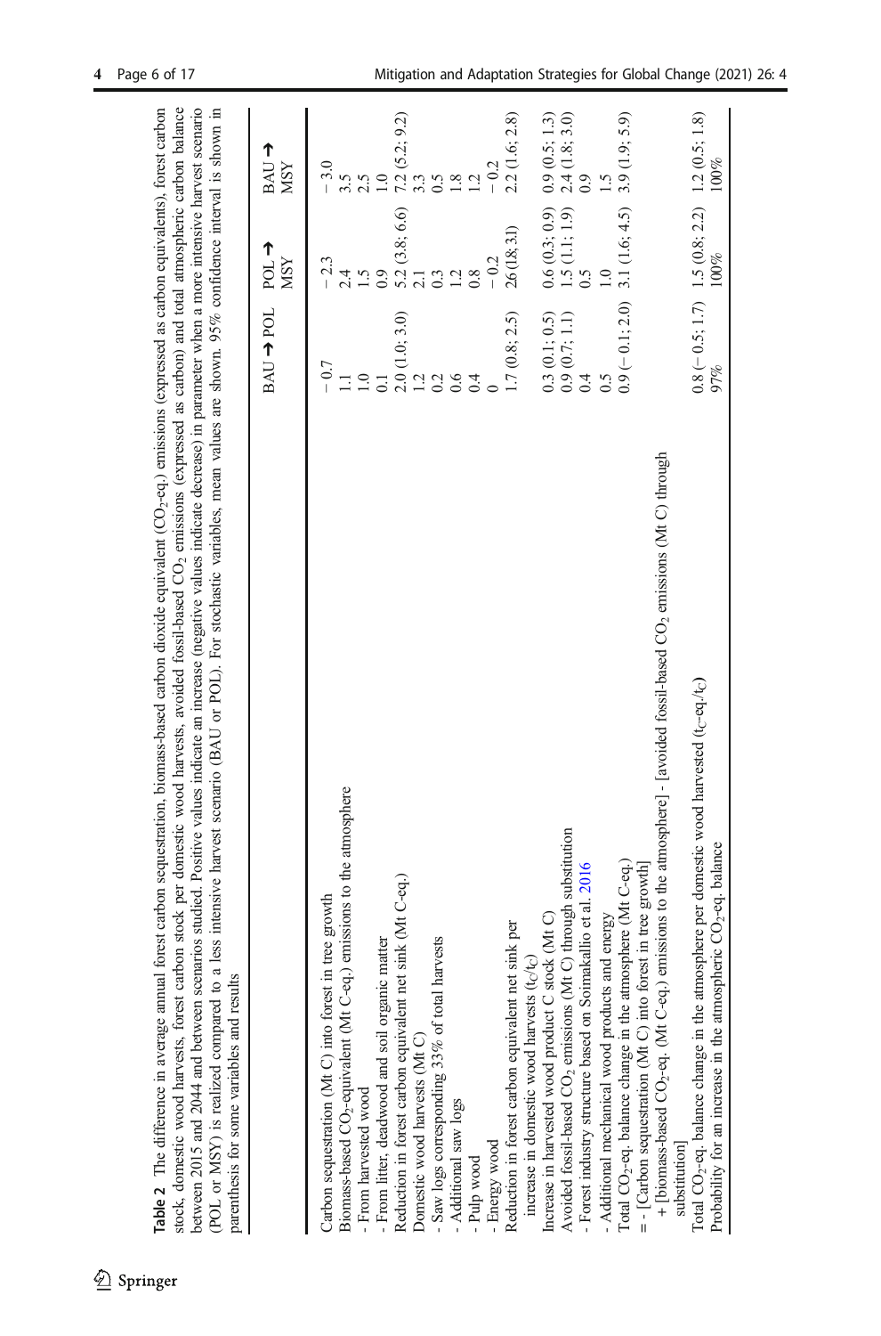**Table 2** The difference in average annual forest carbon sequestration, biomass-based carbon dioxide equivalent ($CO_2$-eq.) emissions (expressed as carbon equivalents), forest carbon stock, domestic wood harvests, forest carbon stock per domestic wood harvests, avoided fossil-based $CO_2$ emissions (expressed as carbon) and total atmospheric carbon balance between 2015 and 2044 and between scenarios studied. Positive values indicate an increase (negative values indicate decrease) in parameter when a more intensive harvest scenario (POL or MSY) is realized compared to a less intensive harvest scenario (BAU or POL). For stochastic variables, mean values are shown. 95% confidence interval is shown in parenthesis for some variables and results

| | BAU → POL | POL → MSY | BAU → MSY |
|---|---|---|---|
| Carbon sequestration (Mt C) into forest in tree growth | − 0.7 | − 2.3 | − 3.0 |
| Biomass-based $CO_2$-equivalent (Mt C-eq.) emissions to the atmosphere | 1.1 | 2.4 | 3.5 |
| - From harvested wood | 1.0 | 1.5 | 2.5 |
| - From litter, deadwood and soil organic matter | 0.1 | 0.9 | 1.0 |
| Reduction in forest carbon equivalent net sink (Mt C-eq.) | 2.0 (1.0; 3.0) | 5.2 (3.8; 6.6) | 7.2 (5.2; 9.2) |
| Domestic wood harvests (Mt C) | 1.2 | 2.1 | 3.3 |
| - Saw logs corresponding 33% of total harvests | 0.2 | 0.3 | 0.5 |
| - Additional saw logs | 0.6 | 1.2 | 1.8 |
| - Pulp wood | 0.4 | 0.8 | 1.2 |
| - Energy wood | 0 | − 0.2 | − 0.2 |
| Reduction in forest carbon equivalent net sink per increase in domestic wood harvests ($t_C/t_C$) | 1.7 (0.8; 2.5) | 2.6 (1.8; 3.1) | 2.2 (1.6; 2.8) |
| Increase in harvested wood product C stock (Mt C) | 0.3 (0.1; 0.5) | 0.6 (0.3; 0.9) | 0.9 (0.5; 1.3) |
| Avoided fossil-based $CO_2$ emissions (Mt C) through substitution | 0.9 (0.7; 1.1) | 1.5 (1.1; 1.9) | 2.4 (1.8; 3.0) |
| - Forest industry structure based on Soimakallio et al. 2016 | 0.4 | 0.5 | 0.9 |
| - Additional mechanical wood products and energy | 0.5 | 1.0 | 1.5 |
| Total $CO_2$-eq. balance change in the atmosphere (Mt C-eq.) = - [Carbon sequestration (Mt C) into forest in tree growth] + [biomass-based $CO_2$-eq. (Mt C-eq.) emissions to the atmosphere] - [avoided fossil-based $CO_2$ emissions (Mt C) through substitution] | 0.9 (− 0.1; 2.0) | 3.1 (1.6; 4.5) | 3.9 (1.9; 5.9) |
| Total $CO_2$-eq. balance change in the atmosphere per domestic wood harvested ($t_C$-eq./$t_C$) | 0.8 (− 0.5; 1.7) | 1.5 (0.8; 2.2) | 1.2 (0.5; 1.8) |
| Probability for an increase in the atmospheric $CO_2$-eq. balance | 97% | 100% | 100% |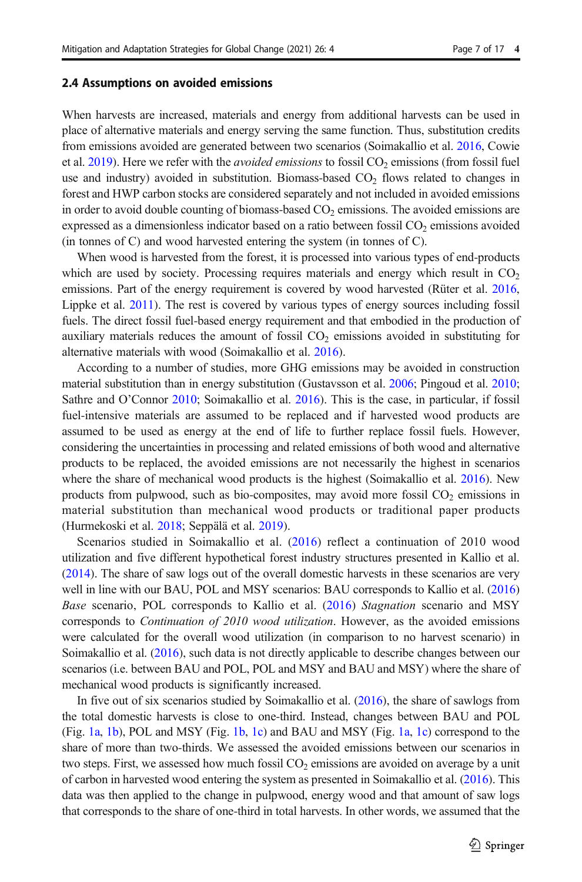### 2.4 Assumptions on avoided emissions

When harvests are increased, materials and energy from additional harvests can be used in place of alternative materials and energy serving the same function. Thus, substitution credits from emissions avoided are generated between two scenarios (Soimakallio et al. 2016, Cowie et al. 2019). Here we refer with the *avoided emissions* to fossil $CO_2$ emissions (from fossil fuel use and industry) avoided in substitution. Biomass-based $CO_2$ flows related to changes in forest and HWP carbon stocks are considered separately and not included in avoided emissions in order to avoid double counting of biomass-based $CO_2$ emissions. The avoided emissions are expressed as a dimensionless indicator based on a ratio between fossil $CO_2$ emissions avoided (in tonnes of C) and wood harvested entering the system (in tonnes of C).

When wood is harvested from the forest, it is processed into various types of end-products which are used by society. Processing requires materials and energy which result in $CO_2$ emissions. Part of the energy requirement is covered by wood harvested (Rüter et al. 2016, Lippke et al. 2011). The rest is covered by various types of energy sources including fossil fuels. The direct fossil fuel-based energy requirement and that embodied in the production of auxiliary materials reduces the amount of fossil $CO_2$ emissions avoided in substituting for alternative materials with wood (Soimakallio et al. 2016).

According to a number of studies, more GHG emissions may be avoided in construction material substitution than in energy substitution (Gustavsson et al. 2006; Pingoud et al. 2010; Sathre and O'Connor 2010; Soimakallio et al. 2016). This is the case, in particular, if fossil fuel-intensive materials are assumed to be replaced and if harvested wood products are assumed to be used as energy at the end of life to further replace fossil fuels. However, considering the uncertainties in processing and related emissions of both wood and alternative products to be replaced, the avoided emissions are not necessarily the highest in scenarios where the share of mechanical wood products is the highest (Soimakallio et al. 2016). New products from pulpwood, such as bio-composites, may avoid more fossil $CO_2$ emissions in material substitution than mechanical wood products or traditional paper products (Hurmekoski et al. 2018; Seppälä et al. 2019).

Scenarios studied in Soimakallio et al. (2016) reflect a continuation of 2010 wood utilization and five different hypothetical forest industry structures presented in Kallio et al. (2014). The share of saw logs out of the overall domestic harvests in these scenarios are very well in line with our BAU, POL and MSY scenarios: BAU corresponds to Kallio et al. (2016) *Base* scenario, POL corresponds to Kallio et al. (2016) *Stagnation* scenario and MSY corresponds to *Continuation of 2010 wood utilization*. However, as the avoided emissions were calculated for the overall wood utilization (in comparison to no harvest scenario) in Soimakallio et al. (2016), such data is not directly applicable to describe changes between our scenarios (i.e. between BAU and POL, POL and MSY and BAU and MSY) where the share of mechanical wood products is significantly increased.

In five out of six scenarios studied by Soimakallio et al. (2016), the share of sawlogs from the total domestic harvests is close to one-third. Instead, changes between BAU and POL (Fig. 1a, 1b), POL and MSY (Fig. 1b, 1c) and BAU and MSY (Fig. 1a, 1c) correspond to the share of more than two-thirds. We assessed the avoided emissions between our scenarios in two steps. First, we assessed how much fossil $CO_2$ emissions are avoided on average by a unit of carbon in harvested wood entering the system as presented in Soimakallio et al. (2016). This data was then applied to the change in pulpwood, energy wood and that amount of saw logs that corresponds to the share of one-third in total harvests. In other words, we assumed that the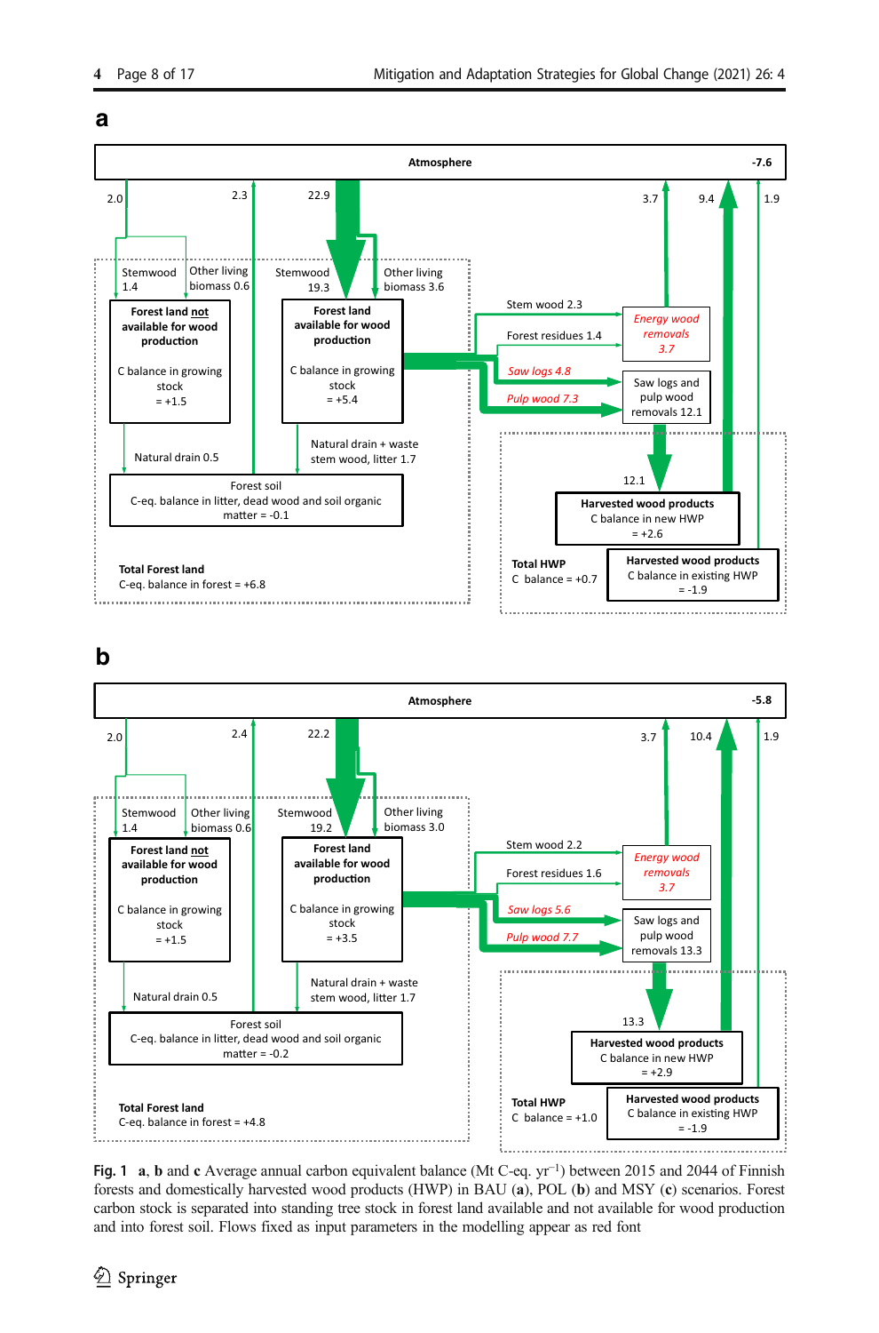**Fig. 1** **a**, **b** and **c** Average annual carbon equivalent balance (Mt C-eq. $yr^{-1}$) between 2015 and 2044 of Finnish forests and domestically harvested wood products (HWP) in BAU (**a**), POL (**b**) and MSY (**c**) scenarios. Forest carbon stock is separated into standing tree stock in forest land available and not available for wood production and into forest soil. Flows fixed as input parameters in the modelling appear as red font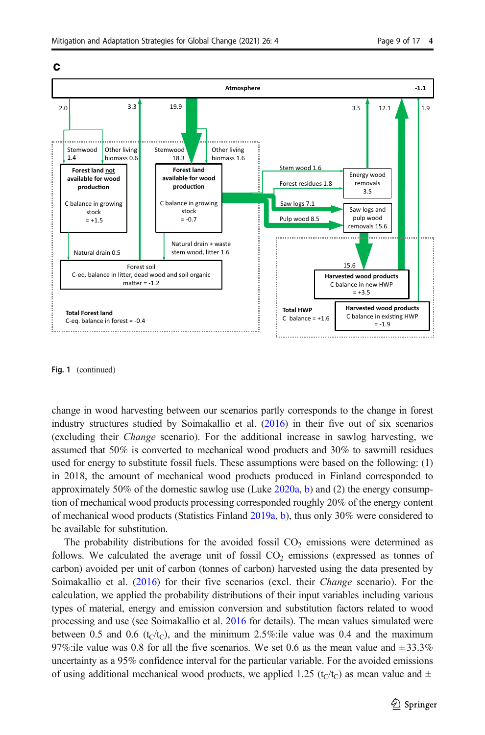**Fig. 1** (continued)

change in wood harvesting between our scenarios partly corresponds to the change in forest industry structures studied by Soimakallio et al. (2016) in their five out of six scenarios (excluding their *Change* scenario). For the additional increase in sawlog harvesting, we assumed that 50% is converted to mechanical wood products and 30% to sawmill residues used for energy to substitute fossil fuels. These assumptions were based on the following: (1) in 2018, the amount of mechanical wood products produced in Finland corresponded to approximately 50% of the domestic sawlog use (Luke 2020a, b) and (2) the energy consumption of mechanical wood products processing corresponded roughly 20% of the energy content of mechanical wood products (Statistics Finland 2019a, b), thus only 30% were considered to be available for substitution.

The probability distributions for the avoided fossil $CO_2$ emissions were determined as follows. We calculated the average unit of fossil $CO_2$ emissions (expressed as tonnes of carbon) avoided per unit of carbon (tonnes of carbon) harvested using the data presented by Soimakallio et al. (2016) for their five scenarios (excl. their *Change* scenario). For the calculation, we applied the probability distributions of their input variables including various types of material, energy and emission conversion and substitution factors related to wood processing and use (see Soimakallio et al. 2016 for details). The mean values simulated were between 0.5 and 0.6 ($t_C/t_C$), and the minimum 2.5%:ile value was 0.4 and the maximum 97%:ile value was 0.8 for all the five scenarios. We set 0.6 as the mean value and ± 33.3% uncertainty as a 95% confidence interval for the particular variable. For the avoided emissions of using additional mechanical wood products, we applied 1.25 ($t_C/t_C$) as mean value and ±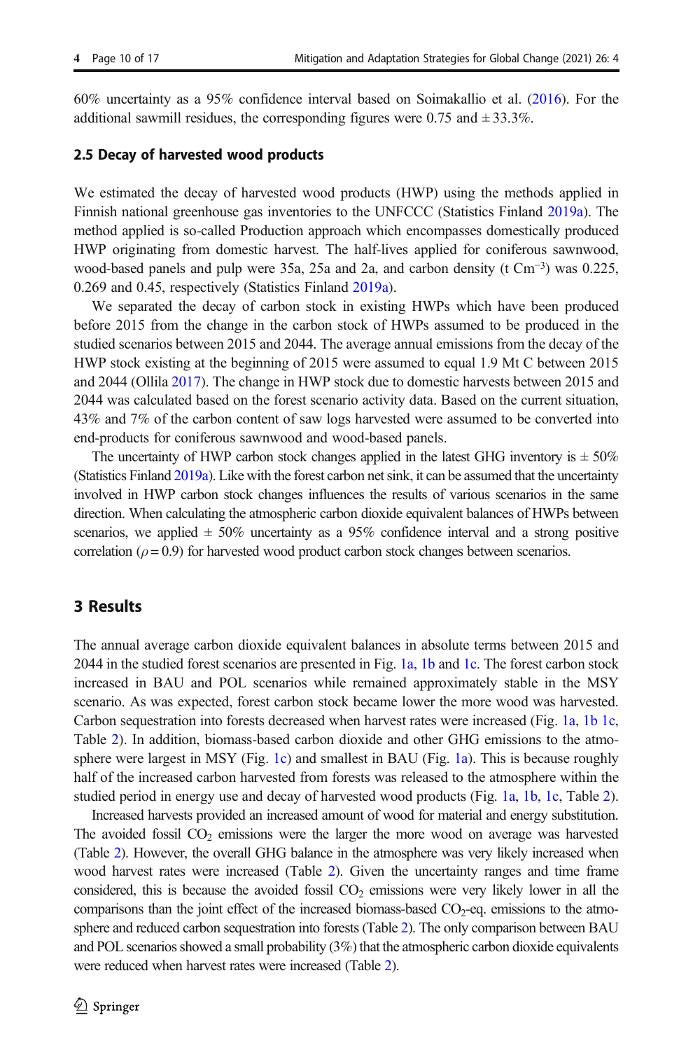60% uncertainty as a 95% confidence interval based on Soimakallio et al. (2016). For the additional sawmill residues, the corresponding figures were 0.75 and ± 33.3%.

### 2.5 Decay of harvested wood products

We estimated the decay of harvested wood products (HWP) using the methods applied in Finnish national greenhouse gas inventories to the UNFCCC (Statistics Finland 2019a). The method applied is so-called Production approach which encompasses domestically produced HWP originating from domestic harvest. The half-lives applied for coniferous sawnwood, wood-based panels and pulp were 35a, 25a and 2a, and carbon density (t C$m^{-3}$) was 0.225, 0.269 and 0.45, respectively (Statistics Finland 2019a).

We separated the decay of carbon stock in existing HWPs which have been produced before 2015 from the change in the carbon stock of HWPs assumed to be produced in the studied scenarios between 2015 and 2044. The average annual emissions from the decay of the HWP stock existing at the beginning of 2015 were assumed to equal 1.9 Mt C between 2015 and 2044 (Ollila 2017). The change in HWP stock due to domestic harvests between 2015 and 2044 was calculated based on the forest scenario activity data. Based on the current situation, 43% and 7% of the carbon content of saw logs harvested were assumed to be converted into end-products for coniferous sawnwood and wood-based panels.

The uncertainty of HWP carbon stock changes applied in the latest GHG inventory is ± 50% (Statistics Finland 2019a). Like with the forest carbon net sink, it can be assumed that the uncertainty involved in HWP carbon stock changes influences the results of various scenarios in the same direction. When calculating the atmospheric carbon dioxide equivalent balances of HWPs between scenarios, we applied ± 50% uncertainty as a 95% confidence interval and a strong positive correlation ($\rho = 0.9$) for harvested wood product carbon stock changes between scenarios.

## 3 Results

The annual average carbon dioxide equivalent balances in absolute terms between 2015 and 2044 in the studied forest scenarios are presented in Fig. 1a, 1b and 1c. The forest carbon stock increased in BAU and POL scenarios while remained approximately stable in the MSY scenario. As was expected, forest carbon stock became lower the more wood was harvested. Carbon sequestration into forests decreased when harvest rates were increased (Fig. 1a, 1b 1c, Table 2). In addition, biomass-based carbon dioxide and other GHG emissions to the atmosphere were largest in MSY (Fig. 1c) and smallest in BAU (Fig. 1a). This is because roughly half of the increased carbon harvested from forests was released to the atmosphere within the studied period in energy use and decay of harvested wood products (Fig. 1a, 1b, 1c, Table 2).

Increased harvests provided an increased amount of wood for material and energy substitution. The avoided fossil $CO_2$ emissions were the larger the more wood on average was harvested (Table 2). However, the overall GHG balance in the atmosphere was very likely increased when wood harvest rates were increased (Table 2). Given the uncertainty ranges and time frame considered, this is because the avoided fossil $CO_2$ emissions were very likely lower in all the comparisons than the joint effect of the increased biomass-based $CO_2$-eq. emissions to the atmosphere and reduced carbon sequestration into forests (Table 2). The only comparison between BAU and POL scenarios showed a small probability (3%) that the atmospheric carbon dioxide equivalents were reduced when harvest rates were increased (Table 2).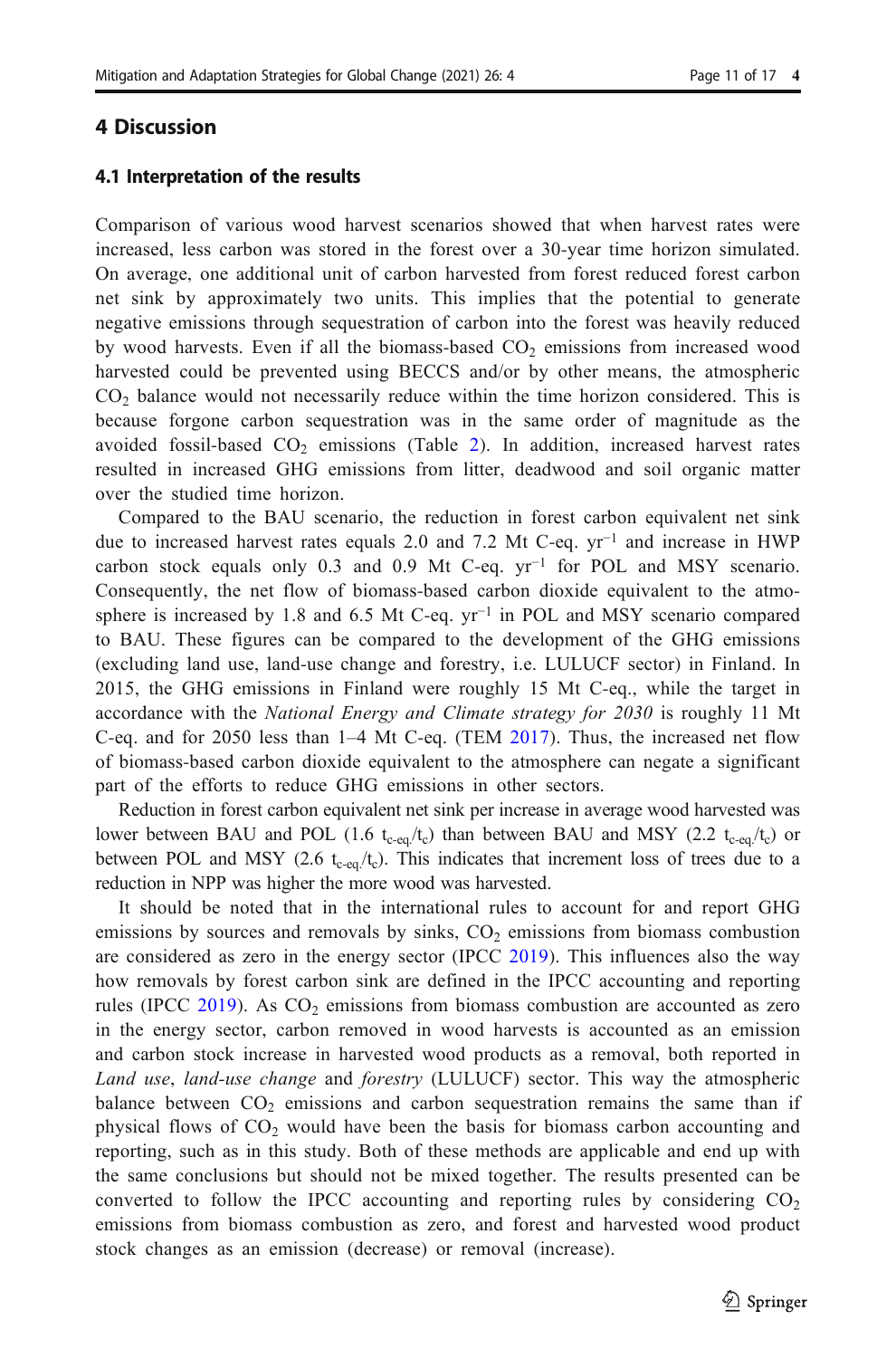## 4 Discussion

### 4.1 Interpretation of the results

Comparison of various wood harvest scenarios showed that when harvest rates were increased, less carbon was stored in the forest over a 30-year time horizon simulated. On average, one additional unit of carbon harvested from forest reduced forest carbon net sink by approximately two units. This implies that the potential to generate negative emissions through sequestration of carbon into the forest was heavily reduced by wood harvests. Even if all the biomass-based $CO_2$ emissions from increased wood harvested could be prevented using BECCS and/or by other means, the atmospheric $CO_2$ balance would not necessarily reduce within the time horizon considered. This is because forgone carbon sequestration was in the same order of magnitude as the avoided fossil-based $CO_2$ emissions (Table 2). In addition, increased harvest rates resulted in increased GHG emissions from litter, deadwood and soil organic matter over the studied time horizon.

Compared to the BAU scenario, the reduction in forest carbon equivalent net sink due to increased harvest rates equals 2.0 and 7.2 Mt C-eq. $yr^{-1}$ and increase in HWP carbon stock equals only 0.3 and 0.9 Mt C-eq. $yr^{-1}$ for POL and MSY scenario. Consequently, the net flow of biomass-based carbon dioxide equivalent to the atmosphere is increased by 1.8 and 6.5 Mt C-eq. $yr^{-1}$ in POL and MSY scenario compared to BAU. These figures can be compared to the development of the GHG emissions (excluding land use, land-use change and forestry, i.e. LULUCF sector) in Finland. In 2015, the GHG emissions in Finland were roughly 15 Mt C-eq., while the target in accordance with the *National Energy and Climate strategy for 2030* is roughly 11 Mt C-eq. and for 2050 less than 1–4 Mt C-eq. (TEM 2017). Thus, the increased net flow of biomass-based carbon dioxide equivalent to the atmosphere can negate a significant part of the efforts to reduce GHG emissions in other sectors.

Reduction in forest carbon equivalent net sink per increase in average wood harvested was lower between BAU and POL (1.6 $t_{c\text{-eq.}}/t_c$) than between BAU and MSY (2.2 $t_{c\text{-eq.}}/t_c$) or between POL and MSY (2.6 $t_{c\text{-eq.}}/t_c$). This indicates that increment loss of trees due to a reduction in NPP was higher the more wood was harvested.

It should be noted that in the international rules to account for and report GHG emissions by sources and removals by sinks, $CO_2$ emissions from biomass combustion are considered as zero in the energy sector (IPCC 2019). This influences also the way how removals by forest carbon sink are defined in the IPCC accounting and reporting rules (IPCC 2019). As $CO_2$ emissions from biomass combustion are accounted as zero in the energy sector, carbon removed in wood harvests is accounted as an emission and carbon stock increase in harvested wood products as a removal, both reported in *Land use*, *land-use change* and *forestry* (LULUCF) sector. This way the atmospheric balance between $CO_2$ emissions and carbon sequestration remains the same than if physical flows of $CO_2$ would have been the basis for biomass carbon accounting and reporting, such as in this study. Both of these methods are applicable and end up with the same conclusions but should not be mixed together. The results presented can be converted to follow the IPCC accounting and reporting rules by considering $CO_2$ emissions from biomass combustion as zero, and forest and harvested wood product stock changes as an emission (decrease) or removal (increase).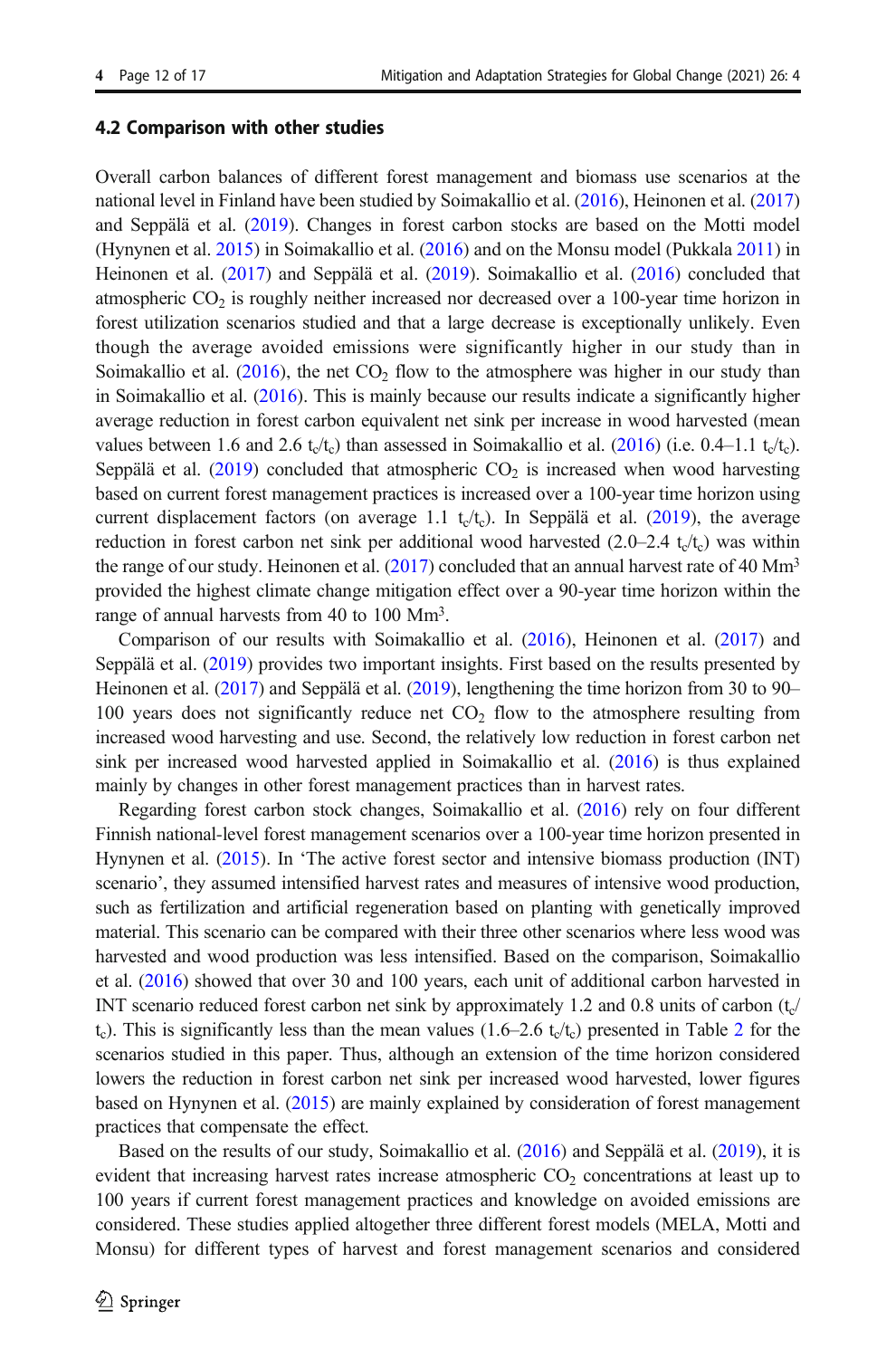### 4.2 Comparison with other studies

Overall carbon balances of different forest management and biomass use scenarios at the national level in Finland have been studied by Soimakallio et al. (2016), Heinonen et al. (2017) and Seppälä et al. (2019). Changes in forest carbon stocks are based on the Motti model (Hynynen et al. 2015) in Soimakallio et al. (2016) and on the Monsu model (Pukkala 2011) in Heinonen et al. (2017) and Seppälä et al. (2019). Soimakallio et al. (2016) concluded that atmospheric $CO_2$ is roughly neither increased nor decreased over a 100-year time horizon in forest utilization scenarios studied and that a large decrease is exceptionally unlikely. Even though the average avoided emissions were significantly higher in our study than in Soimakallio et al. (2016), the net $CO_2$ flow to the atmosphere was higher in our study than in Soimakallio et al. (2016). This is mainly because our results indicate a significantly higher average reduction in forest carbon equivalent net sink per increase in wood harvested (mean values between 1.6 and 2.6 $t_c/t_c$) than assessed in Soimakallio et al. (2016) (i.e. 0.4–1.1 $t_c/t_c$). Seppälä et al. (2019) concluded that atmospheric $CO_2$ is increased when wood harvesting based on current forest management practices is increased over a 100-year time horizon using current displacement factors (on average 1.1 $t_c/t_c$). In Seppälä et al. (2019), the average reduction in forest carbon net sink per additional wood harvested (2.0–2.4 $t_c/t_c$) was within the range of our study. Heinonen et al. (2017) concluded that an annual harvest rate of 40 $Mm^3$ provided the highest climate change mitigation effect over a 90-year time horizon within the range of annual harvests from 40 to 100 $Mm^3$.

Comparison of our results with Soimakallio et al. (2016), Heinonen et al. (2017) and Seppälä et al. (2019) provides two important insights. First based on the results presented by Heinonen et al. (2017) and Seppälä et al. (2019), lengthening the time horizon from 30 to 90–100 years does not significantly reduce net $CO_2$ flow to the atmosphere resulting from increased wood harvesting and use. Second, the relatively low reduction in forest carbon net sink per increased wood harvested applied in Soimakallio et al. (2016) is thus explained mainly by changes in other forest management practices than in harvest rates.

Regarding forest carbon stock changes, Soimakallio et al. (2016) rely on four different Finnish national-level forest management scenarios over a 100-year time horizon presented in Hynynen et al. (2015). In 'The active forest sector and intensive biomass production (INT) scenario', they assumed intensified harvest rates and measures of intensive wood production, such as fertilization and artificial regeneration based on planting with genetically improved material. This scenario can be compared with their three other scenarios where less wood was harvested and wood production was less intensified. Based on the comparison, Soimakallio et al. (2016) showed that over 30 and 100 years, each unit of additional carbon harvested in INT scenario reduced forest carbon net sink by approximately 1.2 and 0.8 units of carbon ($t_c/t_c$). This is significantly less than the mean values (1.6–2.6 $t_c/t_c$) presented in Table 2 for the scenarios studied in this paper. Thus, although an extension of the time horizon considered lowers the reduction in forest carbon net sink per increased wood harvested, lower figures based on Hynynen et al. (2015) are mainly explained by consideration of forest management practices that compensate the effect.

Based on the results of our study, Soimakallio et al. (2016) and Seppälä et al. (2019), it is evident that increasing harvest rates increase atmospheric $CO_2$ concentrations at least up to 100 years if current forest management practices and knowledge on avoided emissions are considered. These studies applied altogether three different forest models (MELA, Motti and Monsu) for different types of harvest and forest management scenarios and considered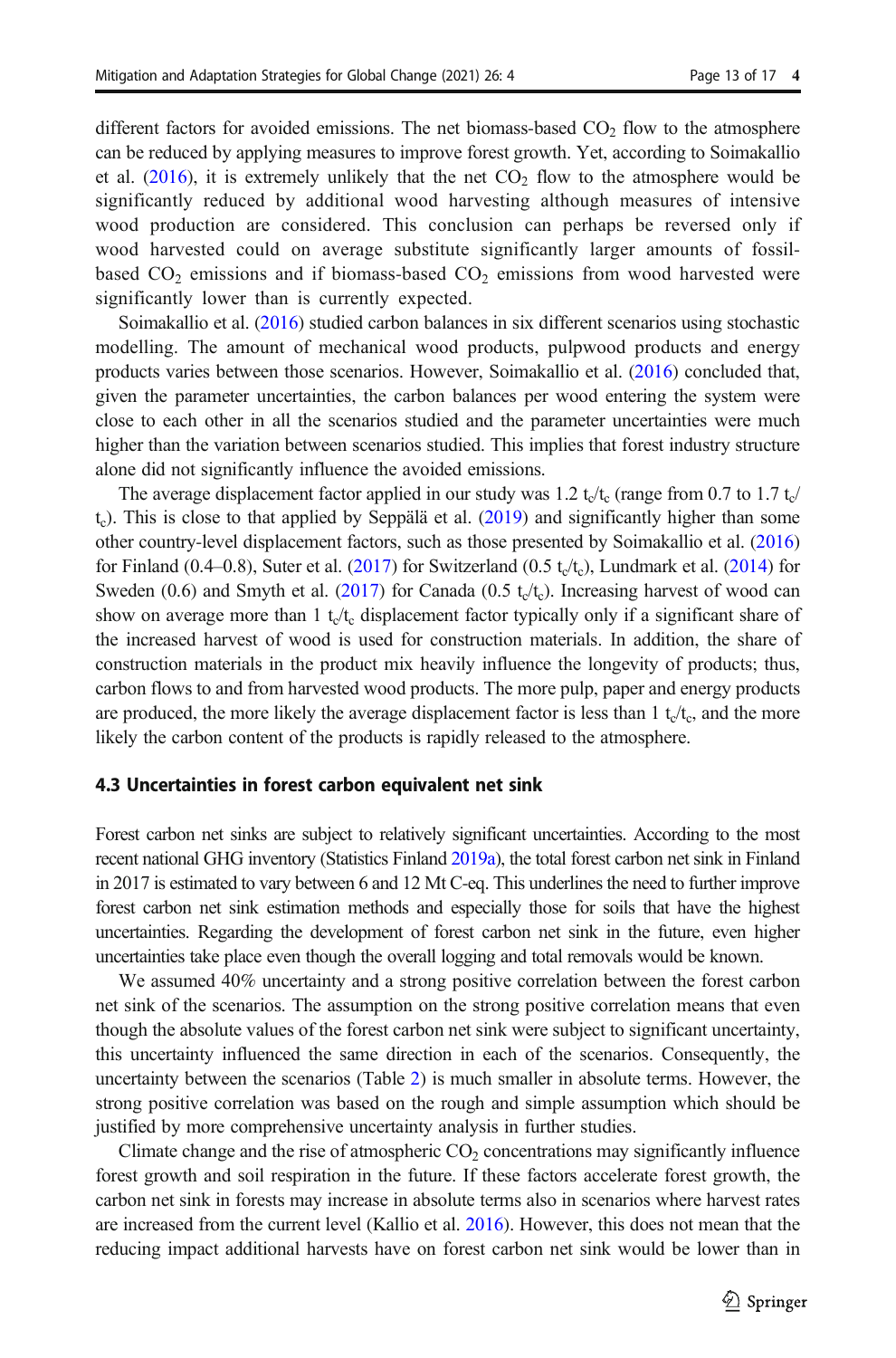different factors for avoided emissions. The net biomass-based $CO_2$ flow to the atmosphere can be reduced by applying measures to improve forest growth. Yet, according to Soimakallio et al. (2016), it is extremely unlikely that the net $CO_2$ flow to the atmosphere would be significantly reduced by additional wood harvesting although measures of intensive wood production are considered. This conclusion can perhaps be reversed only if wood harvested could on average substitute significantly larger amounts of fossil-based $CO_2$ emissions and if biomass-based $CO_2$ emissions from wood harvested were significantly lower than is currently expected.

Soimakallio et al. (2016) studied carbon balances in six different scenarios using stochastic modelling. The amount of mechanical wood products, pulpwood products and energy products varies between those scenarios. However, Soimakallio et al. (2016) concluded that, given the parameter uncertainties, the carbon balances per wood entering the system were close to each other in all the scenarios studied and the parameter uncertainties were much higher than the variation between scenarios studied. This implies that forest industry structure alone did not significantly influence the avoided emissions.

The average displacement factor applied in our study was 1.2 $t_c/t_c$ (range from 0.7 to 1.7 $t_c/t_c$). This is close to that applied by Seppälä et al. (2019) and significantly higher than some other country-level displacement factors, such as those presented by Soimakallio et al. (2016) for Finland (0.4–0.8), Suter et al. (2017) for Switzerland (0.5 $t_c/t_c$), Lundmark et al. (2014) for Sweden (0.6) and Smyth et al. (2017) for Canada (0.5 $t_c/t_c$). Increasing harvest of wood can show on average more than 1 $t_c/t_c$ displacement factor typically only if a significant share of the increased harvest of wood is used for construction materials. In addition, the share of construction materials in the product mix heavily influence the longevity of products; thus, carbon flows to and from harvested wood products. The more pulp, paper and energy products are produced, the more likely the average displacement factor is less than 1 $t_c/t_c$, and the more likely the carbon content of the products is rapidly released to the atmosphere.

### 4.3 Uncertainties in forest carbon equivalent net sink

Forest carbon net sinks are subject to relatively significant uncertainties. According to the most recent national GHG inventory (Statistics Finland 2019a), the total forest carbon net sink in Finland in 2017 is estimated to vary between 6 and 12 Mt C-eq. This underlines the need to further improve forest carbon net sink estimation methods and especially those for soils that have the highest uncertainties. Regarding the development of forest carbon net sink in the future, even higher uncertainties take place even though the overall logging and total removals would be known.

We assumed 40% uncertainty and a strong positive correlation between the forest carbon net sink of the scenarios. The assumption on the strong positive correlation means that even though the absolute values of the forest carbon net sink were subject to significant uncertainty, this uncertainty influenced the same direction in each of the scenarios. Consequently, the uncertainty between the scenarios (Table 2) is much smaller in absolute terms. However, the strong positive correlation was based on the rough and simple assumption which should be justified by more comprehensive uncertainty analysis in further studies.

Climate change and the rise of atmospheric $CO_2$ concentrations may significantly influence forest growth and soil respiration in the future. If these factors accelerate forest growth, the carbon net sink in forests may increase in absolute terms also in scenarios where harvest rates are increased from the current level (Kallio et al. 2016). However, this does not mean that the reducing impact additional harvests have on forest carbon net sink would be lower than in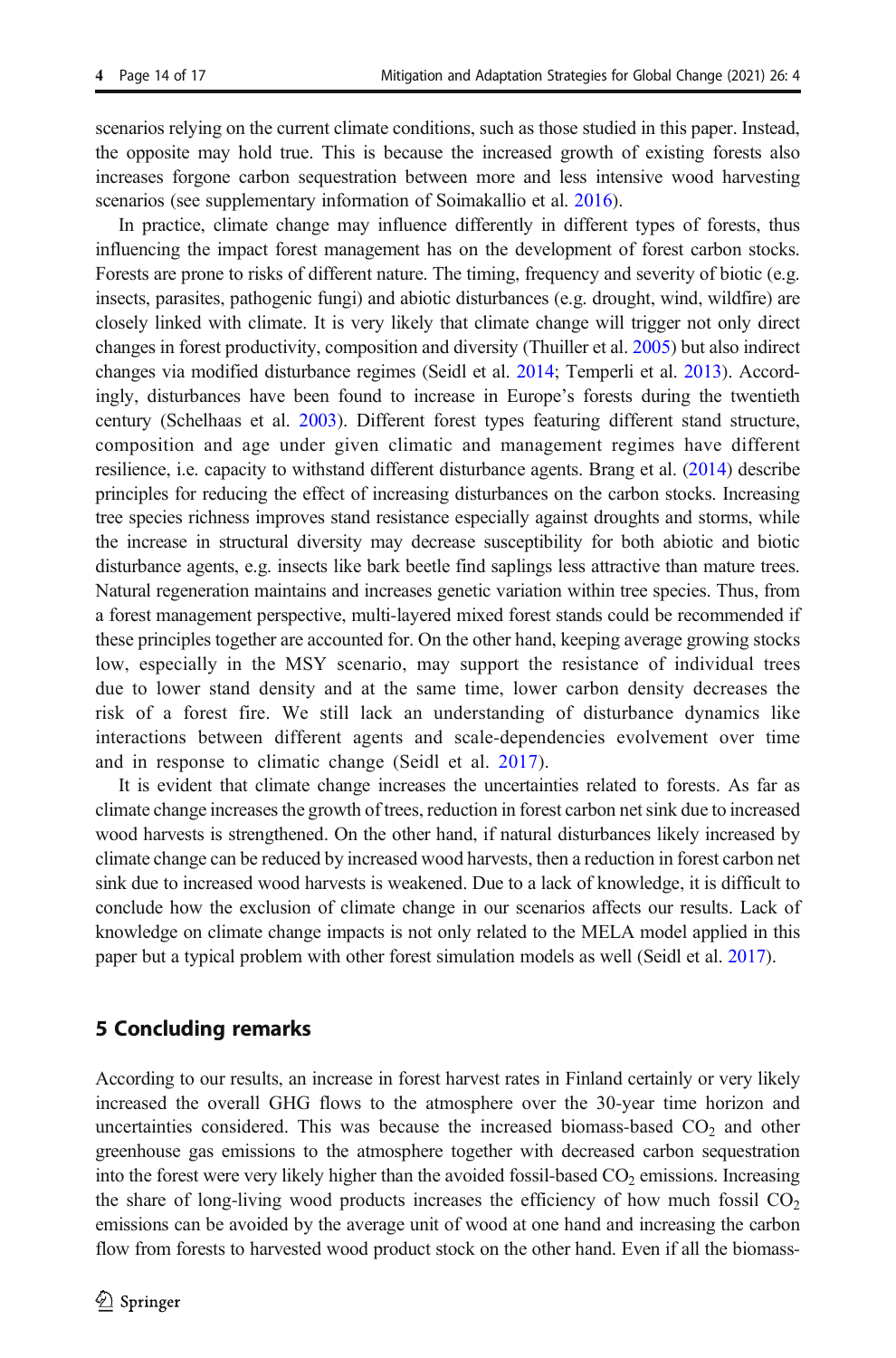scenarios relying on the current climate conditions, such as those studied in this paper. Instead, the opposite may hold true. This is because the increased growth of existing forests also increases forgone carbon sequestration between more and less intensive wood harvesting scenarios (see supplementary information of Soimakallio et al. 2016).

In practice, climate change may influence differently in different types of forests, thus influencing the impact forest management has on the development of forest carbon stocks. Forests are prone to risks of different nature. The timing, frequency and severity of biotic (e.g. insects, parasites, pathogenic fungi) and abiotic disturbances (e.g. drought, wind, wildfire) are closely linked with climate. It is very likely that climate change will trigger not only direct changes in forest productivity, composition and diversity (Thuiller et al. 2005) but also indirect changes via modified disturbance regimes (Seidl et al. 2014; Temperli et al. 2013). Accordingly, disturbances have been found to increase in Europe's forests during the twentieth century (Schelhaas et al. 2003). Different forest types featuring different stand structure, composition and age under given climatic and management regimes have different resilience, i.e. capacity to withstand different disturbance agents. Brang et al. (2014) describe principles for reducing the effect of increasing disturbances on the carbon stocks. Increasing tree species richness improves stand resistance especially against droughts and storms, while the increase in structural diversity may decrease susceptibility for both abiotic and biotic disturbance agents, e.g. insects like bark beetle find saplings less attractive than mature trees. Natural regeneration maintains and increases genetic variation within tree species. Thus, from a forest management perspective, multi-layered mixed forest stands could be recommended if these principles together are accounted for. On the other hand, keeping average growing stocks low, especially in the MSY scenario, may support the resistance of individual trees due to lower stand density and at the same time, lower carbon density decreases the risk of a forest fire. We still lack an understanding of disturbance dynamics like interactions between different agents and scale-dependencies evolvement over time and in response to climatic change (Seidl et al. 2017).

It is evident that climate change increases the uncertainties related to forests. As far as climate change increases the growth of trees, reduction in forest carbon net sink due to increased wood harvests is strengthened. On the other hand, if natural disturbances likely increased by climate change can be reduced by increased wood harvests, then a reduction in forest carbon net sink due to increased wood harvests is weakened. Due to a lack of knowledge, it is difficult to conclude how the exclusion of climate change in our scenarios affects our results. Lack of knowledge on climate change impacts is not only related to the MELA model applied in this paper but a typical problem with other forest simulation models as well (Seidl et al. 2017).

## 5 Concluding remarks

According to our results, an increase in forest harvest rates in Finland certainly or very likely increased the overall GHG flows to the atmosphere over the 30-year time horizon and uncertainties considered. This was because the increased biomass-based $CO_2$ and other greenhouse gas emissions to the atmosphere together with decreased carbon sequestration into the forest were very likely higher than the avoided fossil-based $CO_2$ emissions. Increasing the share of long-living wood products increases the efficiency of how much fossil $CO_2$ emissions can be avoided by the average unit of wood at one hand and increasing the carbon flow from forests to harvested wood product stock on the other hand. Even if all the biomass-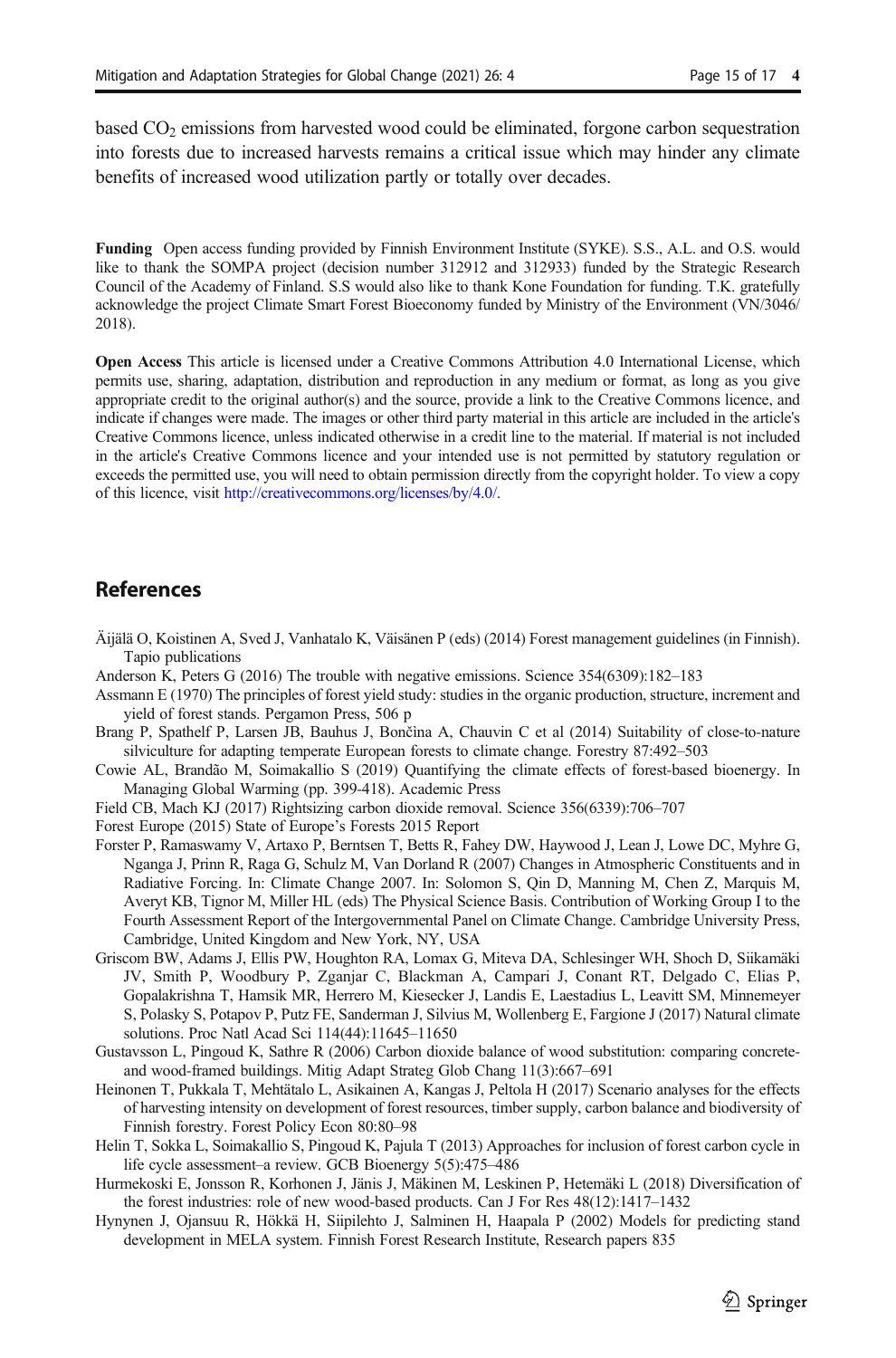based $CO_2$ emissions from harvested wood could be eliminated, forgone carbon sequestration into forests due to increased harvests remains a critical issue which may hinder any climate benefits of increased wood utilization partly or totally over decades.

**Funding** Open access funding provided by Finnish Environment Institute (SYKE). S.S., A.L. and O.S. would like to thank the SOMPA project (decision number 312912 and 312933) funded by the Strategic Research Council of the Academy of Finland. S.S would also like to thank Kone Foundation for funding. T.K. gratefully acknowledge the project Climate Smart Forest Bioeconomy funded by Ministry of the Environment (VN/3046/2018).

**Open Access** This article is licensed under a Creative Commons Attribution 4.0 International License, which permits use, sharing, adaptation, distribution and reproduction in any medium or format, as long as you give appropriate credit to the original author(s) and the source, provide a link to the Creative Commons licence, and indicate if changes were made. The images or other third party material in this article are included in the article's Creative Commons licence, unless indicated otherwise in a credit line to the material. If material is not included in the article's Creative Commons licence and your intended use is not permitted by statutory regulation or exceeds the permitted use, you will need to obtain permission directly from the copyright holder. To view a copy of this licence, visit http://creativecommons.org/licenses/by/4.0/.

## References

Äijälä O, Koistinen A, Sved J, Vanhatalo K, Väisänen P (eds) (2014) Forest management guidelines (in Finnish). Tapio publications

Anderson K, Peters G (2016) The trouble with negative emissions. Science 354(6309):182–183

Assmann E (1970) The principles of forest yield study: studies in the organic production, structure, increment and yield of forest stands. Pergamon Press, 506 p

Brang P, Spathelf P, Larsen JB, Bauhus J, Bončina A, Chauvin C et al (2014) Suitability of close-to-nature silviculture for adapting temperate European forests to climate change. Forestry 87:492–503

Cowie AL, Brandão M, Soimakallio S (2019) Quantifying the climate effects of forest-based bioenergy. In Managing Global Warming (pp. 399-418). Academic Press

Field CB, Mach KJ (2017) Rightsizing carbon dioxide removal. Science 356(6339):706–707

Forest Europe (2015) State of Europe's Forests 2015 Report

Forster P, Ramaswamy V, Artaxo P, Berntsen T, Betts R, Fahey DW, Haywood J, Lean J, Lowe DC, Myhre G, Nganga J, Prinn R, Raga G, Schulz M, Van Dorland R (2007) Changes in Atmospheric Constituents and in Radiative Forcing. In: Climate Change 2007. In: Solomon S, Qin D, Manning M, Chen Z, Marquis M, Averyt KB, Tignor M, Miller HL (eds) The Physical Science Basis. Contribution of Working Group I to the Fourth Assessment Report of the Intergovernmental Panel on Climate Change. Cambridge University Press, Cambridge, United Kingdom and New York, NY, USA

Griscom BW, Adams J, Ellis PW, Houghton RA, Lomax G, Miteva DA, Schlesinger WH, Shoch D, Siikamäki JV, Smith P, Woodbury P, Zganjar C, Blackman A, Campari J, Conant RT, Delgado C, Elias P, Gopalakrishna T, Hamsik MR, Herrero M, Kiesecker J, Landis E, Laestadius L, Leavitt SM, Minnemeyer S, Polasky S, Potapov P, Putz FE, Sanderman J, Silvius M, Wollenberg E, Fargione J (2017) Natural climate solutions. Proc Natl Acad Sci 114(44):11645–11650

Gustavsson L, Pingoud K, Sathre R (2006) Carbon dioxide balance of wood substitution: comparing concrete- and wood-framed buildings. Mitig Adapt Strateg Glob Chang 11(3):667–691

Heinonen T, Pukkala T, Mehtätalo L, Asikainen A, Kangas J, Peltola H (2017) Scenario analyses for the effects of harvesting intensity on development of forest resources, timber supply, carbon balance and biodiversity of Finnish forestry. Forest Policy Econ 80:80–98

Helin T, Sokka L, Soimakallio S, Pingoud K, Pajula T (2013) Approaches for inclusion of forest carbon cycle in life cycle assessment–a review. GCB Bioenergy 5(5):475–486

Hurmekoski E, Jonsson R, Korhonen J, Jänis J, Mäkinen M, Leskinen P, Hetemäki L (2018) Diversification of the forest industries: role of new wood-based products. Can J For Res 48(12):1417–1432

Hynynen J, Ojansuu R, Hökkä H, Siipilehto J, Salminen H, Haapala P (2002) Models for predicting stand development in MELA system. Finnish Forest Research Institute, Research papers 835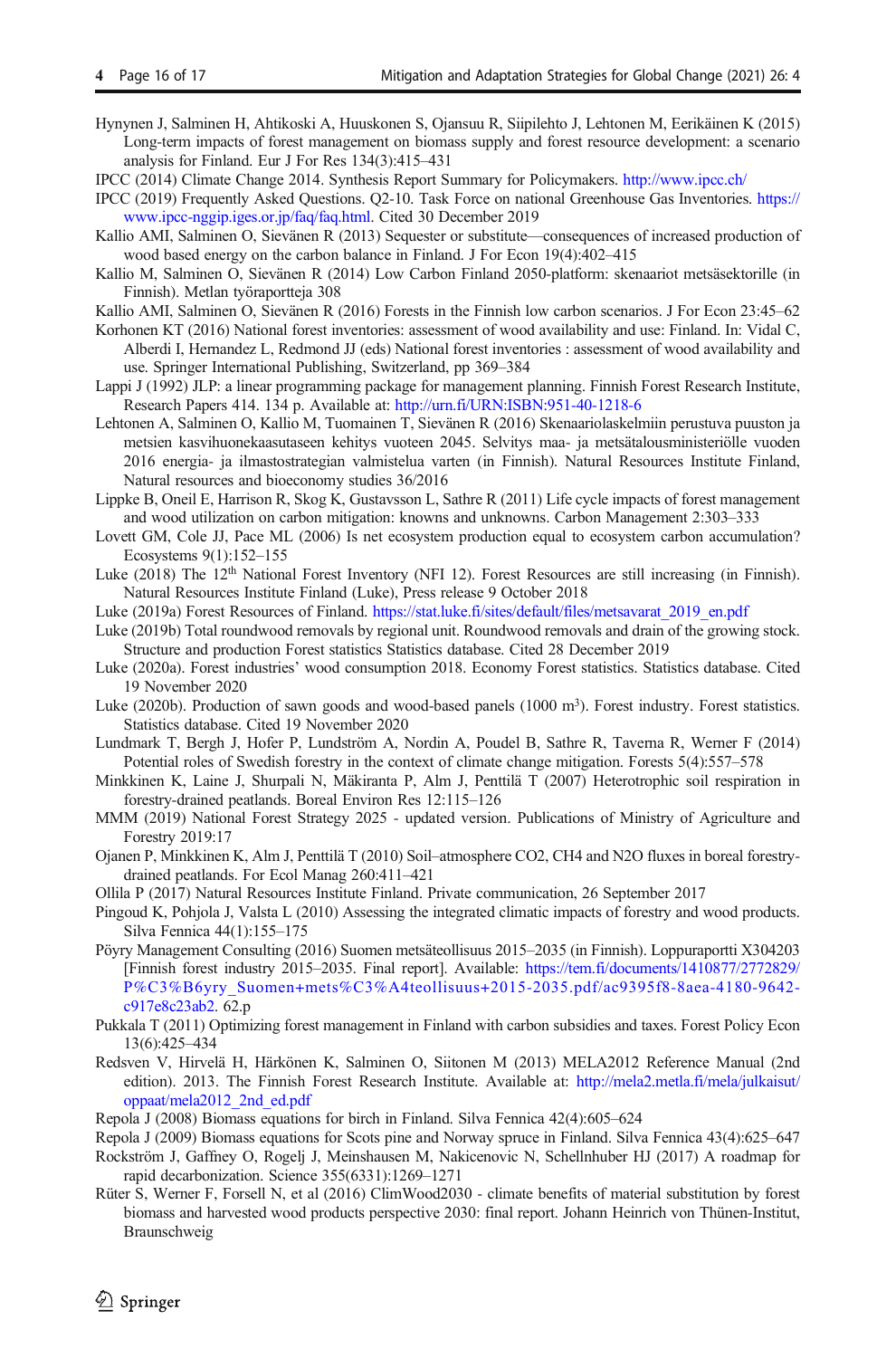Hynynen J, Salminen H, Ahtikoski A, Huuskonen S, Ojansuu R, Siipilehto J, Lehtonen M, Eerikäinen K (2015) Long-term impacts of forest management on biomass supply and forest resource development: a scenario analysis for Finland. Eur J For Res 134(3):415–431

IPCC (2014) Climate Change 2014. Synthesis Report Summary for Policymakers. http://www.ipcc.ch/

IPCC (2019) Frequently Asked Questions. Q2-10. Task Force on national Greenhouse Gas Inventories. https://www.ipcc-nggip.iges.or.jp/faq/faq.html. Cited 30 December 2019

Kallio AMI, Salminen O, Sievänen R (2013) Sequester or substitute—consequences of increased production of wood based energy on the carbon balance in Finland. J For Econ 19(4):402–415

Kallio M, Salminen O, Sievänen R (2014) Low Carbon Finland 2050-platform: skenaariot metsäsektorille (in Finnish). Metlan työraportteja 308

Kallio AMI, Salminen O, Sievänen R (2016) Forests in the Finnish low carbon scenarios. J For Econ 23:45–62

Korhonen KT (2016) National forest inventories: assessment of wood availability and use: Finland. In: Vidal C, Alberdi I, Hernandez L, Redmond JJ (eds) National forest inventories : assessment of wood availability and use. Springer International Publishing, Switzerland, pp 369–384

Lappi J (1992) JLP: a linear programming package for management planning. Finnish Forest Research Institute, Research Papers 414. 134 p. Available at: http://urn.fi/URN:ISBN:951-40-1218-6

Lehtonen A, Salminen O, Kallio M, Tuomainen T, Sievänen R (2016) Skenaariolaskelmiin perustuva puuston ja metsien kasvihuonekaasutaseen kehitys vuoteen 2045. Selvitys maa- ja metsätalousministeriölle vuoden 2016 energia- ja ilmastostrategian valmistelua varten (in Finnish). Natural Resources Institute Finland, Natural resources and bioeconomy studies 36/2016

Lippke B, Oneil E, Harrison R, Skog K, Gustavsson L, Sathre R (2011) Life cycle impacts of forest management and wood utilization on carbon mitigation: knowns and unknowns. Carbon Management 2:303–333

Lovett GM, Cole JJ, Pace ML (2006) Is net ecosystem production equal to ecosystem carbon accumulation? Ecosystems 9(1):152–155

Luke (2018) The 12th National Forest Inventory (NFI 12). Forest Resources are still increasing (in Finnish). Natural Resources Institute Finland (Luke), Press release 9 October 2018

Luke (2019a) Forest Resources of Finland. https://stat.luke.fi/sites/default/files/metsavarat_2019_en.pdf

Luke (2019b) Total roundwood removals by regional unit. Roundwood removals and drain of the growing stock. Structure and production Forest statistics Statistics database. Cited 28 December 2019

Luke (2020a). Forest industries' wood consumption 2018. Economy Forest statistics. Statistics database. Cited 19 November 2020

Luke (2020b). Production of sawn goods and wood-based panels (1000 $m^3$). Forest industry. Forest statistics. Statistics database. Cited 19 November 2020

Lundmark T, Bergh J, Hofer P, Lundström A, Nordin A, Poudel B, Sathre R, Taverna R, Werner F (2014) Potential roles of Swedish forestry in the context of climate change mitigation. Forests 5(4):557–578

Minkkinen K, Laine J, Shurpali N, Mäkiranta P, Alm J, Penttilä T (2007) Heterotrophic soil respiration in forestry-drained peatlands. Boreal Environ Res 12:115–126

MMM (2019) National Forest Strategy 2025 - updated version. Publications of Ministry of Agriculture and Forestry 2019:17

Ojanen P, Minkkinen K, Alm J, Penttilä T (2010) Soil–atmosphere CO2, CH4 and N2O fluxes in boreal forestry-drained peatlands. For Ecol Manag 260:411–421

Ollila P (2017) Natural Resources Institute Finland. Private communication, 26 September 2017

Pingoud K, Pohjola J, Valsta L (2010) Assessing the integrated climatic impacts of forestry and wood products. Silva Fennica 44(1):155–175

Pöyry Management Consulting (2016) Suomen metsäteollisuus 2015–2035 (in Finnish). Loppuraportti X304203 [Finnish forest industry 2015–2035. Final report]. Available: https://tem.fi/documents/1410877/2772829/P%C3%B6yry_Suomen+mets%C3%A4teollisuus+2015-2035.pdf/ac9395f8-8aea-4180-9642-c917e8c23ab2. 62.p

Pukkala T (2011) Optimizing forest management in Finland with carbon subsidies and taxes. Forest Policy Econ 13(6):425–434

Redsven V, Hirvelä H, Härkönen K, Salminen O, Siitonen M (2013) MELA2012 Reference Manual (2nd edition). 2013. The Finnish Forest Research Institute. Available at: http://mela2.metla.fi/mela/julkaisut/oppaat/mela2012_2nd_ed.pdf

Repola J (2008) Biomass equations for birch in Finland. Silva Fennica 42(4):605–624

Repola J (2009) Biomass equations for Scots pine and Norway spruce in Finland. Silva Fennica 43(4):625–647

Rockström J, Gaffney O, Rogelj J, Meinshausen M, Nakicenovic N, Schellnhuber HJ (2017) A roadmap for rapid decarbonization. Science 355(6331):1269–1271

Rüter S, Werner F, Forsell N, et al (2016) ClimWood2030 - climate benefits of material substitution by forest biomass and harvested wood products perspective 2030: final report. Johann Heinrich von Thünen-Institut, Braunschweig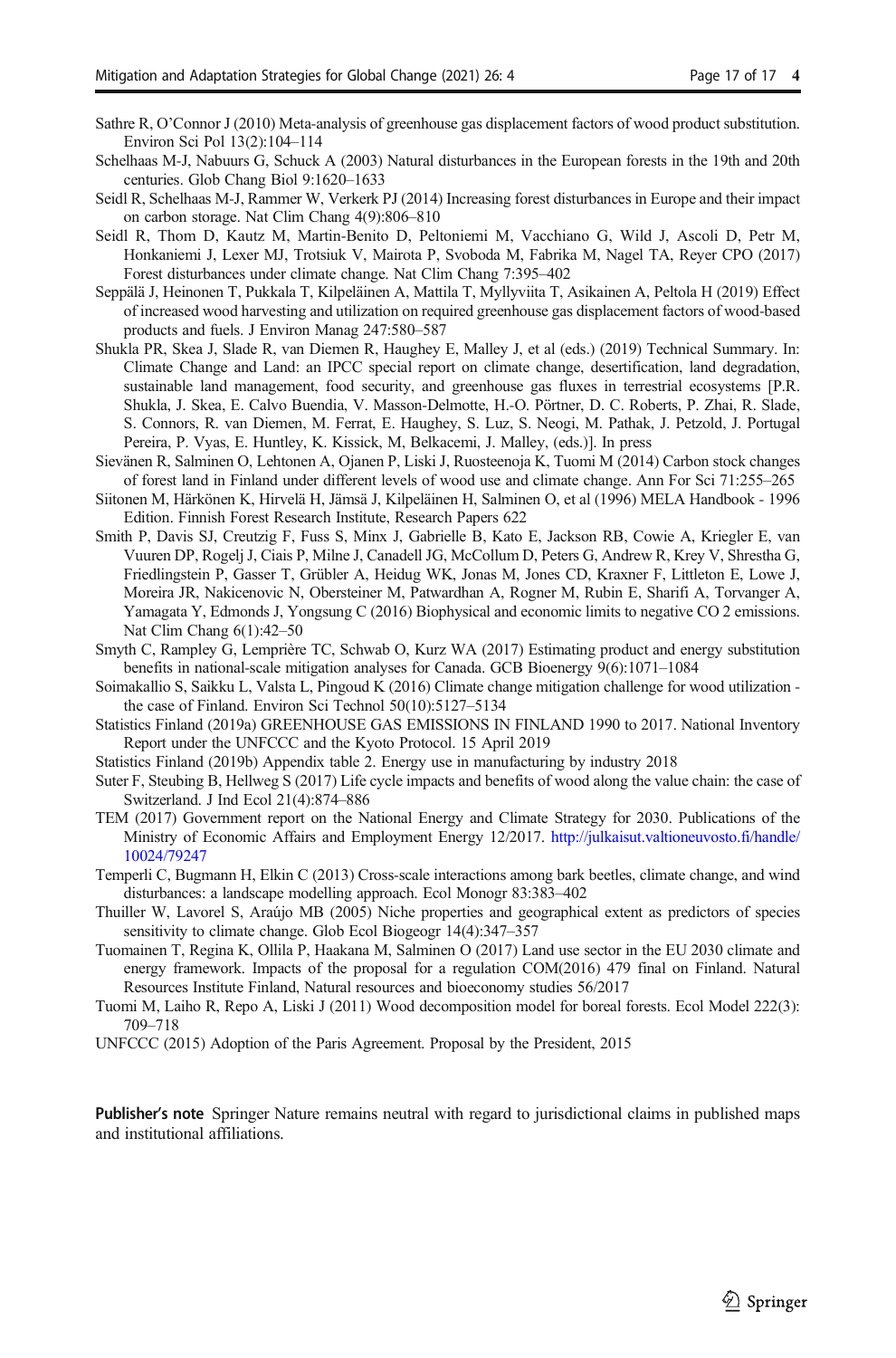Sathre R, O'Connor J (2010) Meta-analysis of greenhouse gas displacement factors of wood product substitution. Environ Sci Pol 13(2):104–114

Schelhaas M-J, Nabuurs G, Schuck A (2003) Natural disturbances in the European forests in the 19th and 20th centuries. Glob Chang Biol 9:1620–1633

Seidl R, Schelhaas M-J, Rammer W, Verkerk PJ (2014) Increasing forest disturbances in Europe and their impact on carbon storage. Nat Clim Chang 4(9):806–810

Seidl R, Thom D, Kautz M, Martin-Benito D, Peltoniemi M, Vacchiano G, Wild J, Ascoli D, Petr M, Honkaniemi J, Lexer MJ, Trotsiuk V, Mairota P, Svoboda M, Fabrika M, Nagel TA, Reyer CPO (2017) Forest disturbances under climate change. Nat Clim Chang 7:395–402

Seppälä J, Heinonen T, Pukkala T, Kilpeläinen A, Mattila T, Myllyviita T, Asikainen A, Peltola H (2019) Effect of increased wood harvesting and utilization on required greenhouse gas displacement factors of wood-based products and fuels. J Environ Manag 247:580–587

Shukla PR, Skea J, Slade R, van Diemen R, Haughey E, Malley J, et al (eds.) (2019) Technical Summary. In: Climate Change and Land: an IPCC special report on climate change, desertification, land degradation, sustainable land management, food security, and greenhouse gas fluxes in terrestrial ecosystems [P.R. Shukla, J. Skea, E. Calvo Buendia, V. Masson-Delmotte, H.-O. Pörtner, D. C. Roberts, P. Zhai, R. Slade, S. Connors, R. van Diemen, M. Ferrat, E. Haughey, S. Luz, S. Neogi, M. Pathak, J. Petzold, J. Portugal Pereira, P. Vyas, E. Huntley, K. Kissick, M, Belkacemi, J. Malley, (eds.)]. In press

Sievänen R, Salminen O, Lehtonen A, Ojanen P, Liski J, Ruosteenoja K, Tuomi M (2014) Carbon stock changes of forest land in Finland under different levels of wood use and climate change. Ann For Sci 71:255–265

Siitonen M, Härkönen K, Hirvelä H, Jämsä J, Kilpeläinen H, Salminen O, et al (1996) MELA Handbook - 1996 Edition. Finnish Forest Research Institute, Research Papers 622

Smith P, Davis SJ, Creutzig F, Fuss S, Minx J, Gabrielle B, Kato E, Jackson RB, Cowie A, Kriegler E, van Vuuren DP, Rogelj J, Ciais P, Milne J, Canadell JG, McCollum D, Peters G, Andrew R, Krey V, Shrestha G, Friedlingstein P, Gasser T, Grübler A, Heidug WK, Jonas M, Jones CD, Kraxner F, Littleton E, Lowe J, Moreira JR, Nakicenovic N, Obersteiner M, Patwardhan A, Rogner M, Rubin E, Sharifi A, Torvanger A, Yamagata Y, Edmonds J, Yongsung C (2016) Biophysical and economic limits to negative CO 2 emissions. Nat Clim Chang 6(1):42–50

Smyth C, Rampley G, Lemprière TC, Schwab O, Kurz WA (2017) Estimating product and energy substitution benefits in national-scale mitigation analyses for Canada. GCB Bioenergy 9(6):1071–1084

Soimakallio S, Saikku L, Valsta L, Pingoud K (2016) Climate change mitigation challenge for wood utilization - the case of Finland. Environ Sci Technol 50(10):5127–5134

Statistics Finland (2019a) GREENHOUSE GAS EMISSIONS IN FINLAND 1990 to 2017. National Inventory Report under the UNFCCC and the Kyoto Protocol. 15 April 2019

Statistics Finland (2019b) Appendix table 2. Energy use in manufacturing by industry 2018

Suter F, Steubing B, Hellweg S (2017) Life cycle impacts and benefits of wood along the value chain: the case of Switzerland. J Ind Ecol 21(4):874–886

TEM (2017) Government report on the National Energy and Climate Strategy for 2030. Publications of the Ministry of Economic Affairs and Employment Energy 12/2017. http://julkaisut.valtioneuvosto.fi/handle/10024/79247

Temperli C, Bugmann H, Elkin C (2013) Cross-scale interactions among bark beetles, climate change, and wind disturbances: a landscape modelling approach. Ecol Monogr 83:383–402

Thuiller W, Lavorel S, Araújo MB (2005) Niche properties and geographical extent as predictors of species sensitivity to climate change. Glob Ecol Biogeogr 14(4):347–357

Tuomainen T, Regina K, Ollila P, Haakana M, Salminen O (2017) Land use sector in the EU 2030 climate and energy framework. Impacts of the proposal for a regulation COM(2016) 479 final on Finland. Natural Resources Institute Finland, Natural resources and bioeconomy studies 56/2017

Tuomi M, Laiho R, Repo A, Liski J (2011) Wood decomposition model for boreal forests. Ecol Model 222(3): 709–718

UNFCCC (2015) Adoption of the Paris Agreement. Proposal by the President, 2015

**Publisher's note** Springer Nature remains neutral with regard to jurisdictional claims in published maps and institutional affiliations.